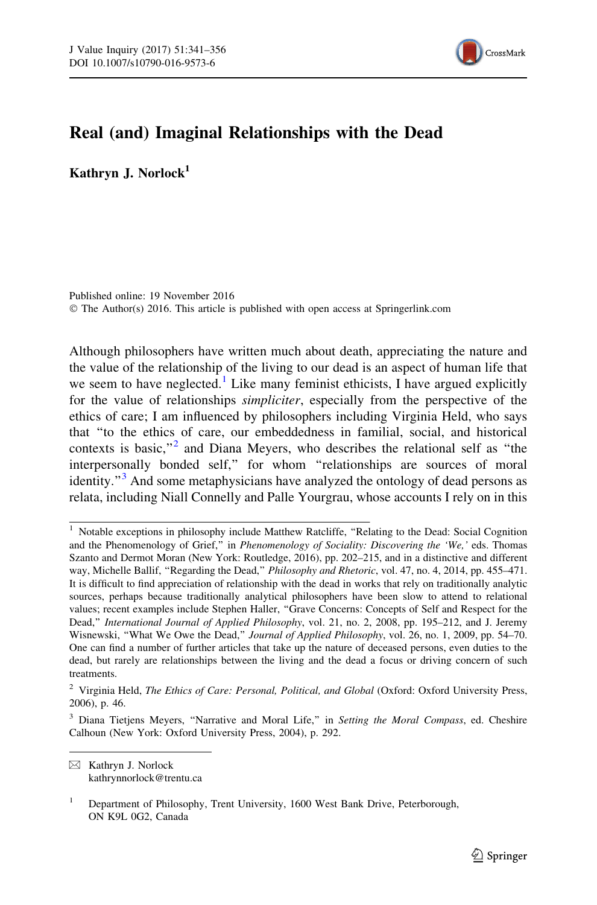# Real (and) Imaginal Relationships with the Dead

**Kathryn J. Norlock**[1]

Published online: 19 November 2016
© The Author(s) 2016. This article is published with open access at Springerlink.com

Although philosophers have written much about death, appreciating the nature and the value of the relationship of the living to our dead is an aspect of human life that we seem to have neglected.[1] Like many feminist ethicists, I have argued explicitly for the value of relationships *simpliciter*, especially from the perspective of the ethics of care; I am influenced by philosophers including Virginia Held, who says that "to the ethics of care, our embeddedness in familial, social, and historical contexts is basic,"[2] and Diana Meyers, who describes the relational self as "the interpersonally bonded self," for whom "relationships are sources of moral identity."[3] And some metaphysicians have analyzed the ontology of dead persons as relata, including Niall Connelly and Palle Yourgrau, whose accounts I rely on in this

---

[1] Notable exceptions in philosophy include Matthew Ratcliffe, "Relating to the Dead: Social Cognition and the Phenomenology of Grief," in *Phenomenology of Sociality: Discovering the 'We,'* eds. Thomas Szanto and Dermot Moran (New York: Routledge, 2016), pp. 202–215, and in a distinctive and different way, Michelle Ballif, "Regarding the Dead," *Philosophy and Rhetoric*, vol. 47, no. 4, 2014, pp. 455–471. It is difficult to find appreciation of relationship with the dead in works that rely on traditionally analytic sources, perhaps because traditionally analytical philosophers have been slow to attend to relational values; recent examples include Stephen Haller, "Grave Concerns: Concepts of Self and Respect for the Dead," *International Journal of Applied Philosophy*, vol. 21, no. 2, 2008, pp. 195–212, and J. Jeremy Wisnewski, "What We Owe the Dead," *Journal of Applied Philosophy*, vol. 26, no. 1, 2009, pp. 54–70. One can find a number of further articles that take up the nature of deceased persons, even duties to the dead, but rarely are relationships between the living and the dead a focus or driving concern of such treatments.

[2] Virginia Held, *The Ethics of Care: Personal, Political, and Global* (Oxford: Oxford University Press, 2006), p. 46.

[3] Diana Tietjens Meyers, "Narrative and Moral Life," in *Setting the Moral Compass*, ed. Cheshire Calhoun (New York: Oxford University Press, 2004), p. 292.

---

✉ Kathryn J. Norlock
kathrynnorlock@trentu.ca

[1] Department of Philosophy, Trent University, 1600 West Bank Drive, Peterborough, ON K9L 0G2, Canada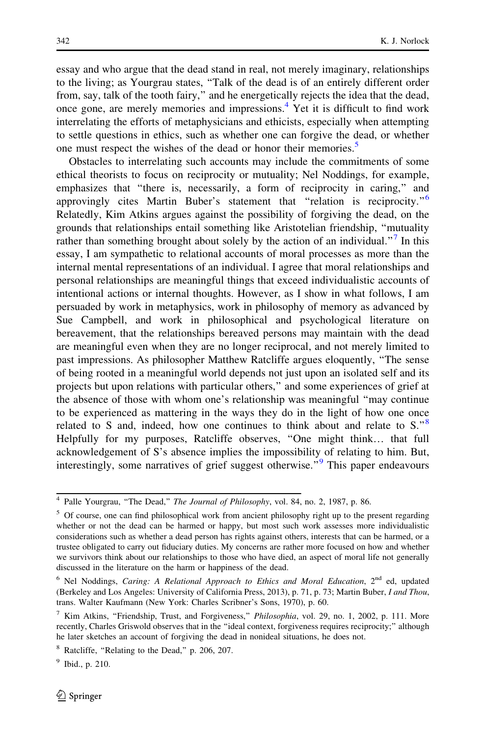essay and who argue that the dead stand in real, not merely imaginary, relationships to the living; as Yourgrau states, "Talk of the dead is of an entirely different order from, say, talk of the tooth fairy," and he energetically rejects the idea that the dead, once gone, are merely memories and impressions.[4] Yet it is difficult to find work interrelating the efforts of metaphysicians and ethicists, especially when attempting to settle questions in ethics, such as whether one can forgive the dead, or whether one must respect the wishes of the dead or honor their memories.[5]

Obstacles to interrelating such accounts may include the commitments of some ethical theorists to focus on reciprocity or mutuality; Nel Noddings, for example, emphasizes that "there is, necessarily, a form of reciprocity in caring," and approvingly cites Martin Buber's statement that "relation is reciprocity."[6] Relatedly, Kim Atkins argues against the possibility of forgiving the dead, on the grounds that relationships entail something like Aristotelian friendship, "mutuality rather than something brought about solely by the action of an individual."[7] In this essay, I am sympathetic to relational accounts of moral processes as more than the internal mental representations of an individual. I agree that moral relationships and personal relationships are meaningful things that exceed individualistic accounts of intentional actions or internal thoughts. However, as I show in what follows, I am persuaded by work in metaphysics, work in philosophy of memory as advanced by Sue Campbell, and work in philosophical and psychological literature on bereavement, that the relationships bereaved persons may maintain with the dead are meaningful even when they are no longer reciprocal, and not merely limited to past impressions. As philosopher Matthew Ratcliffe argues eloquently, "The sense of being rooted in a meaningful world depends not just upon an isolated self and its projects but upon relations with particular others," and some experiences of grief at the absence of those with whom one's relationship was meaningful "may continue to be experienced as mattering in the ways they do in the light of how one once related to S and, indeed, how one continues to think about and relate to S."[8] Helpfully for my purposes, Ratcliffe observes, "One might think… that full acknowledgement of S's absence implies the impossibility of relating to him. But, interestingly, some narratives of grief suggest otherwise."[9] This paper endeavours

---

[4] Palle Yourgrau, "The Dead," *The Journal of Philosophy*, vol. 84, no. 2, 1987, p. 86.

[5] Of course, one can find philosophical work from ancient philosophy right up to the present regarding whether or not the dead can be harmed or happy, but most such work assesses more individualistic considerations such as whether a dead person has rights against others, interests that can be harmed, or a trustee obligated to carry out fiduciary duties. My concerns are rather more focused on how and whether we survivors think about our relationships to those who have died, an aspect of moral life not generally discussed in the literature on the harm or happiness of the dead.

[6] Nel Noddings, *Caring: A Relational Approach to Ethics and Moral Education*, 2nd ed, updated (Berkeley and Los Angeles: University of California Press, 2013), p. 71, p. 73; Martin Buber, *I and Thou*, trans. Walter Kaufmann (New York: Charles Scribner's Sons, 1970), p. 60.

[7] Kim Atkins, "Friendship, Trust, and Forgiveness," *Philosophia*, vol. 29, no. 1, 2002, p. 111. More recently, Charles Griswold observes that in the "ideal context, forgiveness requires reciprocity;" although he later sketches an account of forgiving the dead in nonideal situations, he does not.

[8] Ratcliffe, "Relating to the Dead," p. 206, 207.

[9] Ibid., p. 210.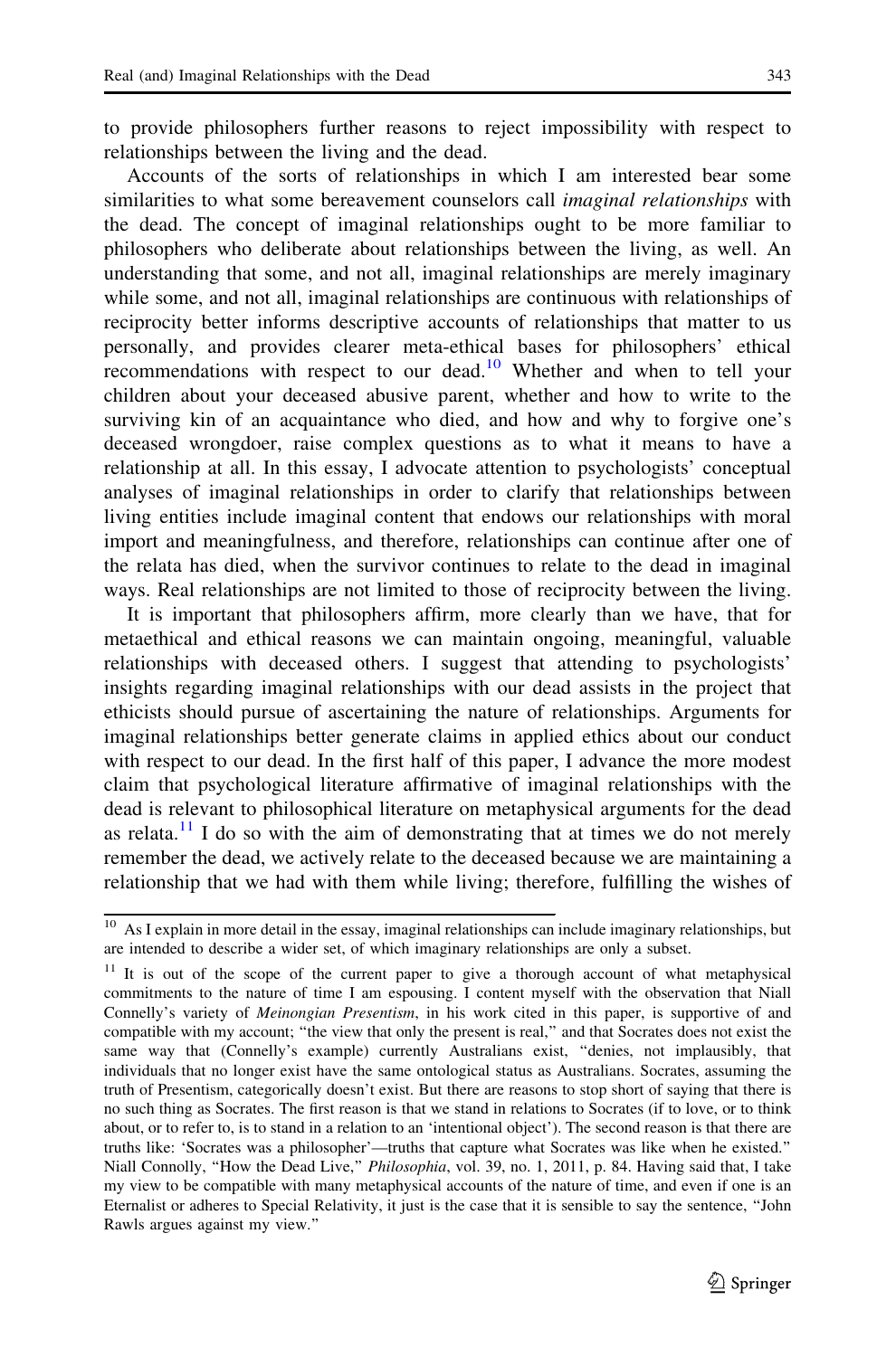to provide philosophers further reasons to reject impossibility with respect to relationships between the living and the dead.

Accounts of the sorts of relationships in which I am interested bear some similarities to what some bereavement counselors call *imaginal relationships* with the dead. The concept of imaginal relationships ought to be more familiar to philosophers who deliberate about relationships between the living, as well. An understanding that some, and not all, imaginal relationships are merely imaginary while some, and not all, imaginal relationships are continuous with relationships of reciprocity better informs descriptive accounts of relationships that matter to us personally, and provides clearer meta-ethical bases for philosophers' ethical recommendations with respect to our dead.[10] Whether and when to tell your children about your deceased abusive parent, whether and how to write to the surviving kin of an acquaintance who died, and how and why to forgive one's deceased wrongdoer, raise complex questions as to what it means to have a relationship at all. In this essay, I advocate attention to psychologists' conceptual analyses of imaginal relationships in order to clarify that relationships between living entities include imaginal content that endows our relationships with moral import and meaningfulness, and therefore, relationships can continue after one of the relata has died, when the survivor continues to relate to the dead in imaginal ways. Real relationships are not limited to those of reciprocity between the living.

It is important that philosophers affirm, more clearly than we have, that for metaethical and ethical reasons we can maintain ongoing, meaningful, valuable relationships with deceased others. I suggest that attending to psychologists' insights regarding imaginal relationships with our dead assists in the project that ethicists should pursue of ascertaining the nature of relationships. Arguments for imaginal relationships better generate claims in applied ethics about our conduct with respect to our dead. In the first half of this paper, I advance the more modest claim that psychological literature affirmative of imaginal relationships with the dead is relevant to philosophical literature on metaphysical arguments for the dead as relata.[11] I do so with the aim of demonstrating that at times we do not merely remember the dead, we actively relate to the deceased because we are maintaining a relationship that we had with them while living; therefore, fulfilling the wishes of

---

[10] As I explain in more detail in the essay, imaginal relationships can include imaginary relationships, but are intended to describe a wider set, of which imaginary relationships are only a subset.

[11] It is out of the scope of the current paper to give a thorough account of what metaphysical commitments to the nature of time I am espousing. I content myself with the observation that Niall Connelly's variety of *Meinongian Presentism*, in his work cited in this paper, is supportive of and compatible with my account; "the view that only the present is real," and that Socrates does not exist the same way that (Connelly's example) currently Australians exist, "denies, not implausibly, that individuals that no longer exist have the same ontological status as Australians. Socrates, assuming the truth of Presentism, categorically doesn't exist. But there are reasons to stop short of saying that there is no such thing as Socrates. The first reason is that we stand in relations to Socrates (if to love, or to think about, or to refer to, is to stand in a relation to an 'intentional object'). The second reason is that there are truths like: 'Socrates was a philosopher'—truths that capture what Socrates was like when he existed." Niall Connolly, "How the Dead Live," *Philosophia*, vol. 39, no. 1, 2011, p. 84. Having said that, I take my view to be compatible with many metaphysical accounts of the nature of time, and even if one is an Eternalist or adheres to Special Relativity, it just is the case that it is sensible to say the sentence, "John Rawls argues against my view."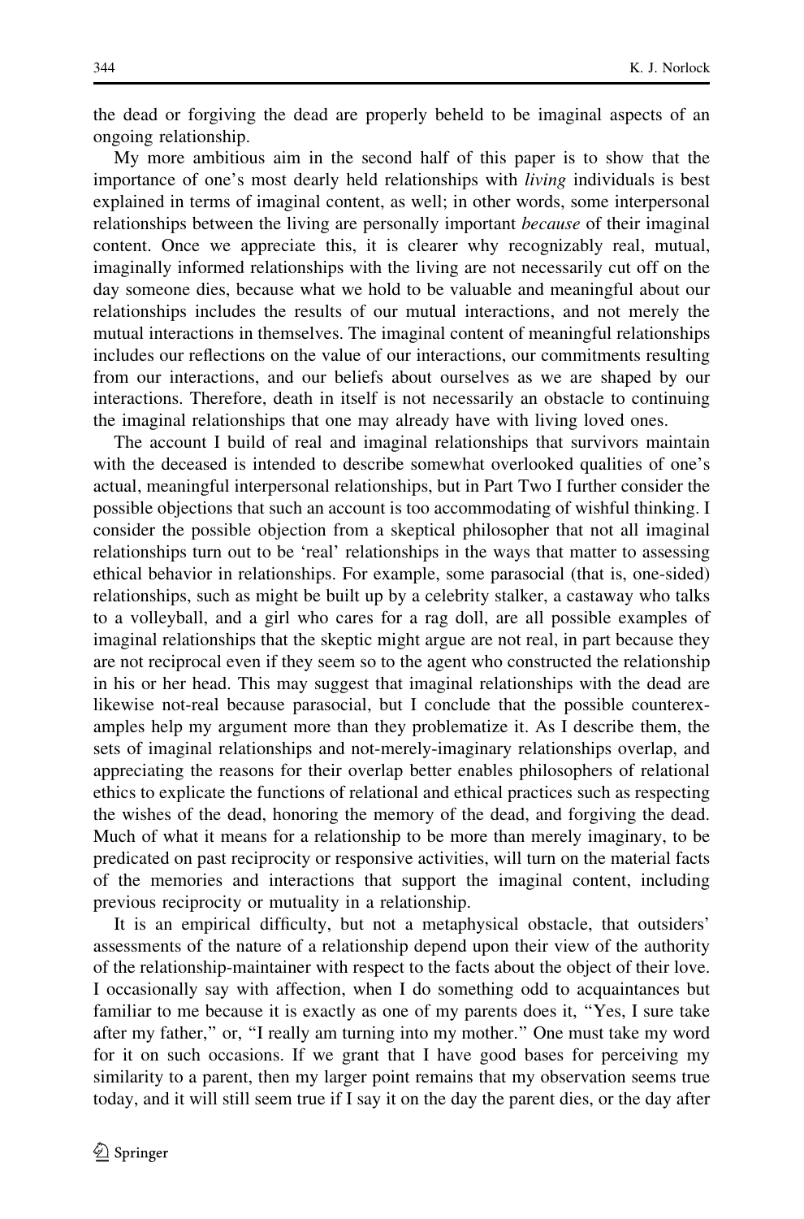the dead or forgiving the dead are properly beheld to be imaginal aspects of an ongoing relationship.

My more ambitious aim in the second half of this paper is to show that the importance of one's most dearly held relationships with *living* individuals is best explained in terms of imaginal content, as well; in other words, some interpersonal relationships between the living are personally important *because* of their imaginal content. Once we appreciate this, it is clearer why recognizably real, mutual, imaginally informed relationships with the living are not necessarily cut off on the day someone dies, because what we hold to be valuable and meaningful about our relationships includes the results of our mutual interactions, and not merely the mutual interactions in themselves. The imaginal content of meaningful relationships includes our reflections on the value of our interactions, our commitments resulting from our interactions, and our beliefs about ourselves as we are shaped by our interactions. Therefore, death in itself is not necessarily an obstacle to continuing the imaginal relationships that one may already have with living loved ones.

The account I build of real and imaginal relationships that survivors maintain with the deceased is intended to describe somewhat overlooked qualities of one's actual, meaningful interpersonal relationships, but in Part Two I further consider the possible objections that such an account is too accommodating of wishful thinking. I consider the possible objection from a skeptical philosopher that not all imaginal relationships turn out to be 'real' relationships in the ways that matter to assessing ethical behavior in relationships. For example, some parasocial (that is, one-sided) relationships, such as might be built up by a celebrity stalker, a castaway who talks to a volleyball, and a girl who cares for a rag doll, are all possible examples of imaginal relationships that the skeptic might argue are not real, in part because they are not reciprocal even if they seem so to the agent who constructed the relationship in his or her head. This may suggest that imaginal relationships with the dead are likewise not-real because parasocial, but I conclude that the possible counterexamples help my argument more than they problematize it. As I describe them, the sets of imaginal relationships and not-merely-imaginary relationships overlap, and appreciating the reasons for their overlap better enables philosophers of relational ethics to explicate the functions of relational and ethical practices such as respecting the wishes of the dead, honoring the memory of the dead, and forgiving the dead. Much of what it means for a relationship to be more than merely imaginary, to be predicated on past reciprocity or responsive activities, will turn on the material facts of the memories and interactions that support the imaginal content, including previous reciprocity or mutuality in a relationship.

It is an empirical difficulty, but not a metaphysical obstacle, that outsiders' assessments of the nature of a relationship depend upon their view of the authority of the relationship-maintainer with respect to the facts about the object of their love. I occasionally say with affection, when I do something odd to acquaintances but familiar to me because it is exactly as one of my parents does it, "Yes, I sure take after my father," or, "I really am turning into my mother." One must take my word for it on such occasions. If we grant that I have good bases for perceiving my similarity to a parent, then my larger point remains that my observation seems true today, and it will still seem true if I say it on the day the parent dies, or the day after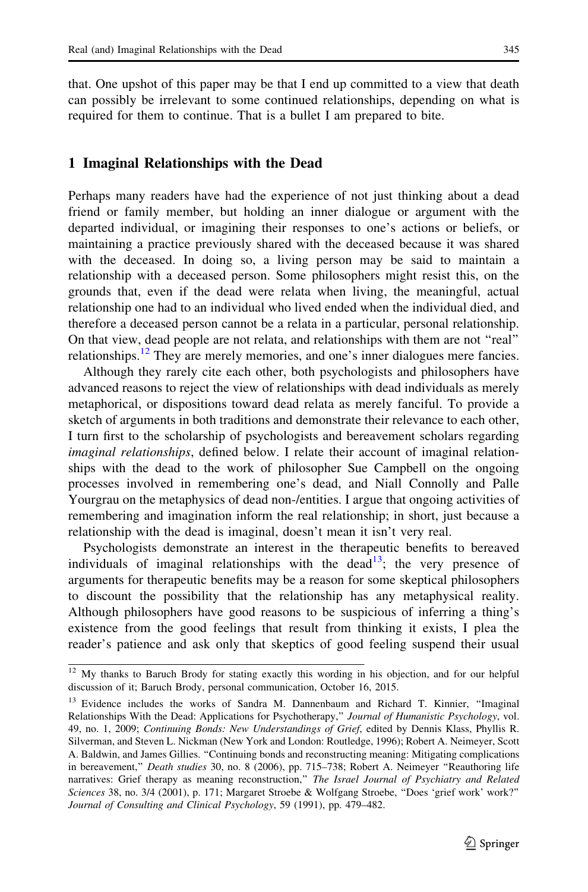that. One upshot of this paper may be that I end up committed to a view that death can possibly be irrelevant to some continued relationships, depending on what is required for them to continue. That is a bullet I am prepared to bite.

## 1 Imaginal Relationships with the Dead

Perhaps many readers have had the experience of not just thinking about a dead friend or family member, but holding an inner dialogue or argument with the departed individual, or imagining their responses to one's actions or beliefs, or maintaining a practice previously shared with the deceased because it was shared with the deceased. In doing so, a living person may be said to maintain a relationship with a deceased person. Some philosophers might resist this, on the grounds that, even if the dead were relata when living, the meaningful, actual relationship one had to an individual who lived ended when the individual died, and therefore a deceased person cannot be a relata in a particular, personal relationship. On that view, dead people are not relata, and relationships with them are not "real" relationships.[12] They are merely memories, and one's inner dialogues mere fancies.

Although they rarely cite each other, both psychologists and philosophers have advanced reasons to reject the view of relationships with dead individuals as merely metaphorical, or dispositions toward dead relata as merely fanciful. To provide a sketch of arguments in both traditions and demonstrate their relevance to each other, I turn first to the scholarship of psychologists and bereavement scholars regarding *imaginal relationships*, defined below. I relate their account of imaginal relationships with the dead to the work of philosopher Sue Campbell on the ongoing processes involved in remembering one's dead, and Niall Connolly and Palle Yourgrau on the metaphysics of dead non-/entities. I argue that ongoing activities of remembering and imagination inform the real relationship; in short, just because a relationship with the dead is imaginal, doesn't mean it isn't very real.

Psychologists demonstrate an interest in the therapeutic benefits to bereaved individuals of imaginal relationships with the dead[13]; the very presence of arguments for therapeutic benefits may be a reason for some skeptical philosophers to discount the possibility that the relationship has any metaphysical reality. Although philosophers have good reasons to be suspicious of inferring a thing's existence from the good feelings that result from thinking it exists, I plea the reader's patience and ask only that skeptics of good feeling suspend their usual

---

[12] My thanks to Baruch Brody for stating exactly this wording in his objection, and for our helpful discussion of it; Baruch Brody, personal communication, October 16, 2015.

[13] Evidence includes the works of Sandra M. Dannenbaum and Richard T. Kinnier, "Imaginal Relationships With the Dead: Applications for Psychotherapy," *Journal of Humanistic Psychology*, vol. 49, no. 1, 2009; *Continuing Bonds: New Understandings of Grief*, edited by Dennis Klass, Phyllis R. Silverman, and Steven L. Nickman (New York and London: Routledge, 1996); Robert A. Neimeyer, Scott A. Baldwin, and James Gillies. "Continuing bonds and reconstructing meaning: Mitigating complications in bereavement," *Death studies* 30, no. 8 (2006), pp. 715–738; Robert A. Neimeyer "Reauthoring life narratives: Grief therapy as meaning reconstruction," *The Israel Journal of Psychiatry and Related Sciences* 38, no. 3/4 (2001), p. 171; Margaret Stroebe & Wolfgang Stroebe, "Does 'grief work' work?" *Journal of Consulting and Clinical Psychology*, 59 (1991), pp. 479–482.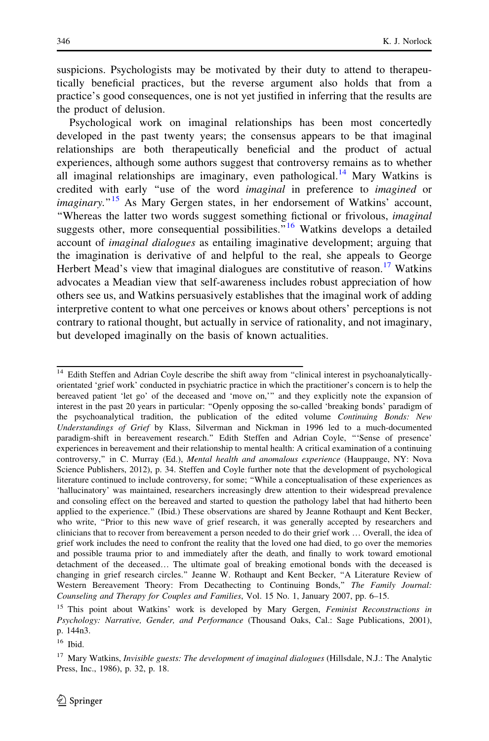suspicions. Psychologists may be motivated by their duty to attend to therapeutically beneficial practices, but the reverse argument also holds that from a practice's good consequences, one is not yet justified in inferring that the results are the product of delusion.

Psychological work on imaginal relationships has been most concertedly developed in the past twenty years; the consensus appears to be that imaginal relationships are both therapeutically beneficial and the product of actual experiences, although some authors suggest that controversy remains as to whether all imaginal relationships are imaginary, even pathological.[14] Mary Watkins is credited with early "use of the word *imaginal* in preference to *imagined* or *imaginary*."[15] As Mary Gergen states, in her endorsement of Watkins' account, "Whereas the latter two words suggest something fictional or frivolous, *imaginal* suggests other, more consequential possibilities."[16] Watkins develops a detailed account of *imaginal dialogues* as entailing imaginative development; arguing that the imagination is derivative of and helpful to the real, she appeals to George Herbert Mead's view that imaginal dialogues are constitutive of reason.[17] Watkins advocates a Meadian view that self-awareness includes robust appreciation of how others see us, and Watkins persuasively establishes that the imaginal work of adding interpretive content to what one perceives or knows about others' perceptions is not contrary to rational thought, but actually in service of rationality, and not imaginary, but developed imaginally on the basis of known actualities.

---

[14] Edith Steffen and Adrian Coyle describe the shift away from "clinical interest in psychoanalytically-orientated 'grief work' conducted in psychiatric practice in which the practitioner's concern is to help the bereaved patient 'let go' of the deceased and 'move on,'" and they explicitly note the expansion of interest in the past 20 years in particular: "Openly opposing the so-called 'breaking bonds' paradigm of the psychoanalytical tradition, the publication of the edited volume *Continuing Bonds: New Understandings of Grief* by Klass, Silverman and Nickman in 1996 led to a much-documented paradigm-shift in bereavement research." Edith Steffen and Adrian Coyle, "'Sense of presence' experiences in bereavement and their relationship to mental health: A critical examination of a continuing controversy," in C. Murray (Ed.), *Mental health and anomalous experience* (Hauppauge, NY: Nova Science Publishers, 2012), p. 34. Steffen and Coyle further note that the development of psychological literature continued to include controversy, for some; "While a conceptualisation of these experiences as 'hallucinatory' was maintained, researchers increasingly drew attention to their widespread prevalence and consoling effect on the bereaved and started to question the pathology label that had hitherto been applied to the experience." (Ibid.) These observations are shared by Jeanne Rothaupt and Kent Becker, who write, "Prior to this new wave of grief research, it was generally accepted by researchers and clinicians that to recover from bereavement a person needed to do their grief work … Overall, the idea of grief work includes the need to confront the reality that the loved one had died, to go over the memories and possible trauma prior to and immediately after the death, and finally to work toward emotional detachment of the deceased… The ultimate goal of breaking emotional bonds with the deceased is changing in grief research circles." Jeanne W. Rothaupt and Kent Becker, "A Literature Review of Western Bereavement Theory: From Decathecting to Continuing Bonds," *The Family Journal: Counseling and Therapy for Couples and Families*, Vol. 15 No. 1, January 2007, pp. 6–15.

[15] This point about Watkins' work is developed by Mary Gergen, *Feminist Reconstructions in Psychology: Narrative, Gender, and Performance* (Thousand Oaks, Cal.: Sage Publications, 2001), p. 144n3.

[16] Ibid.

[17] Mary Watkins, *Invisible guests: The development of imaginal dialogues* (Hillsdale, N.J.: The Analytic Press, Inc., 1986), p. 32, p. 18.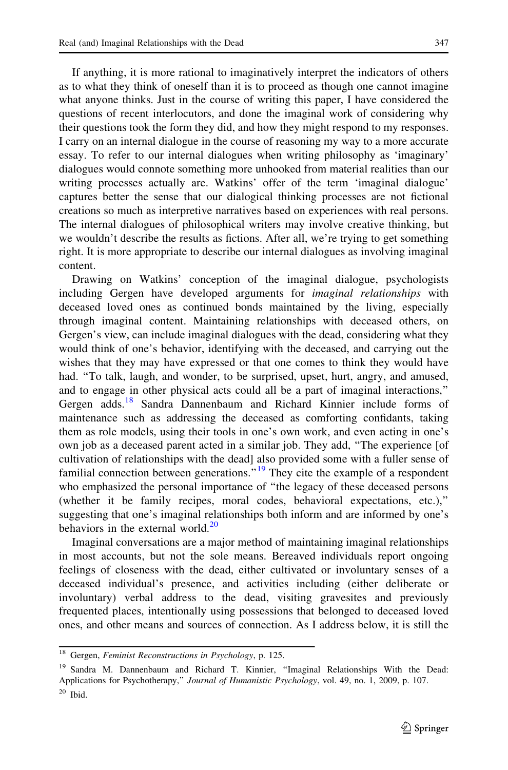If anything, it is more rational to imaginatively interpret the indicators of others as to what they think of oneself than it is to proceed as though one cannot imagine what anyone thinks. Just in the course of writing this paper, I have considered the questions of recent interlocutors, and done the imaginal work of considering why their questions took the form they did, and how they might respond to my responses. I carry on an internal dialogue in the course of reasoning my way to a more accurate essay. To refer to our internal dialogues when writing philosophy as 'imaginary' dialogues would connote something more unhooked from material realities than our writing processes actually are. Watkins' offer of the term 'imaginal dialogue' captures better the sense that our dialogical thinking processes are not fictional creations so much as interpretive narratives based on experiences with real persons. The internal dialogues of philosophical writers may involve creative thinking, but we wouldn't describe the results as fictions. After all, we're trying to get something right. It is more appropriate to describe our internal dialogues as involving imaginal content.

Drawing on Watkins' conception of the imaginal dialogue, psychologists including Gergen have developed arguments for *imaginal relationships* with deceased loved ones as continued bonds maintained by the living, especially through imaginal content. Maintaining relationships with deceased others, on Gergen's view, can include imaginal dialogues with the dead, considering what they would think of one's behavior, identifying with the deceased, and carrying out the wishes that they may have expressed or that one comes to think they would have had. "To talk, laugh, and wonder, to be surprised, upset, hurt, angry, and amused, and to engage in other physical acts could all be a part of imaginal interactions," Gergen adds.[18] Sandra Dannenbaum and Richard Kinnier include forms of maintenance such as addressing the deceased as comforting confidants, taking them as role models, using their tools in one's own work, and even acting in one's own job as a deceased parent acted in a similar job. They add, "The experience [of cultivation of relationships with the dead] also provided some with a fuller sense of familial connection between generations."[19] They cite the example of a respondent who emphasized the personal importance of "the legacy of these deceased persons (whether it be family recipes, moral codes, behavioral expectations, etc.)," suggesting that one's imaginal relationships both inform and are informed by one's behaviors in the external world.[20]

Imaginal conversations are a major method of maintaining imaginal relationships in most accounts, but not the sole means. Bereaved individuals report ongoing feelings of closeness with the dead, either cultivated or involuntary senses of a deceased individual's presence, and activities including (either deliberate or involuntary) verbal address to the dead, visiting gravesites and previously frequented places, intentionally using possessions that belonged to deceased loved ones, and other means and sources of connection. As I address below, it is still the

---

[18] Gergen, *Feminist Reconstructions in Psychology*, p. 125.

[19] Sandra M. Dannenbaum and Richard T. Kinnier, "Imaginal Relationships With the Dead: Applications for Psychotherapy," *Journal of Humanistic Psychology*, vol. 49, no. 1, 2009, p. 107.

[20] Ibid.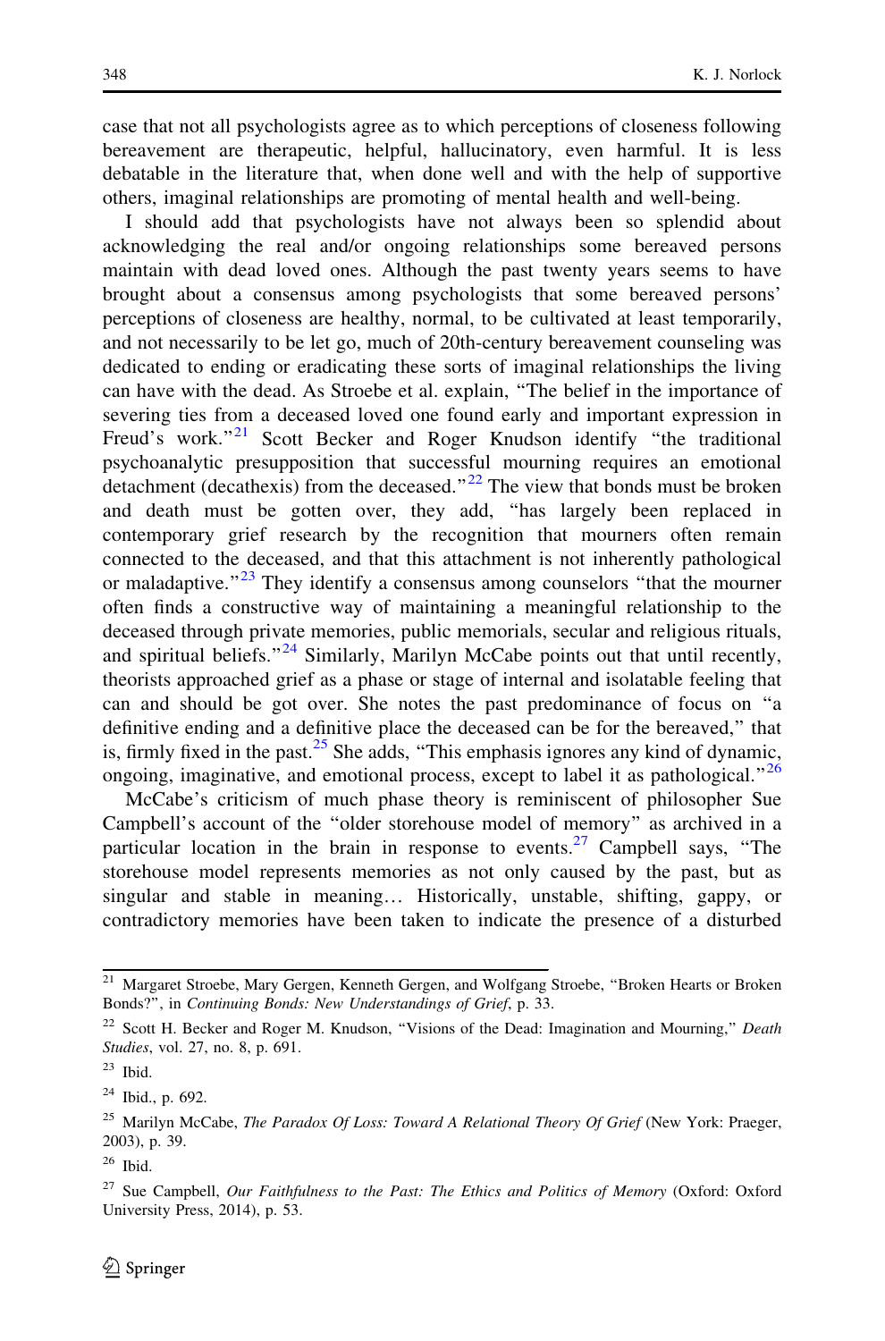case that not all psychologists agree as to which perceptions of closeness following bereavement are therapeutic, helpful, hallucinatory, even harmful. It is less debatable in the literature that, when done well and with the help of supportive others, imaginal relationships are promoting of mental health and well-being.

I should add that psychologists have not always been so splendid about acknowledging the real and/or ongoing relationships some bereaved persons maintain with dead loved ones. Although the past twenty years seems to have brought about a consensus among psychologists that some bereaved persons' perceptions of closeness are healthy, normal, to be cultivated at least temporarily, and not necessarily to be let go, much of 20th-century bereavement counseling was dedicated to ending or eradicating these sorts of imaginal relationships the living can have with the dead. As Stroebe et al. explain, "The belief in the importance of severing ties from a deceased loved one found early and important expression in Freud's work."[21] Scott Becker and Roger Knudson identify "the traditional psychoanalytic presupposition that successful mourning requires an emotional detachment (decathexis) from the deceased."[22] The view that bonds must be broken and death must be gotten over, they add, "has largely been replaced in contemporary grief research by the recognition that mourners often remain connected to the deceased, and that this attachment is not inherently pathological or maladaptive."[23] They identify a consensus among counselors "that the mourner often finds a constructive way of maintaining a meaningful relationship to the deceased through private memories, public memorials, secular and religious rituals, and spiritual beliefs."[24] Similarly, Marilyn McCabe points out that until recently, theorists approached grief as a phase or stage of internal and isolatable feeling that can and should be got over. She notes the past predominance of focus on "a definitive ending and a definitive place the deceased can be for the bereaved," that is, firmly fixed in the past.[25] She adds, "This emphasis ignores any kind of dynamic, ongoing, imaginative, and emotional process, except to label it as pathological."[26]

McCabe's criticism of much phase theory is reminiscent of philosopher Sue Campbell's account of the "older storehouse model of memory" as archived in a particular location in the brain in response to events.[27] Campbell says, "The storehouse model represents memories as not only caused by the past, but as singular and stable in meaning… Historically, unstable, shifting, gappy, or contradictory memories have been taken to indicate the presence of a disturbed

---

[21] Margaret Stroebe, Mary Gergen, Kenneth Gergen, and Wolfgang Stroebe, "Broken Hearts or Broken Bonds?", in *Continuing Bonds: New Understandings of Grief*, p. 33.

[22] Scott H. Becker and Roger M. Knudson, "Visions of the Dead: Imagination and Mourning," *Death Studies*, vol. 27, no. 8, p. 691.

[23] Ibid.

[24] Ibid., p. 692.

[25] Marilyn McCabe, *The Paradox Of Loss: Toward A Relational Theory Of Grief* (New York: Praeger, 2003), p. 39.

[26] Ibid.

[27] Sue Campbell, *Our Faithfulness to the Past: The Ethics and Politics of Memory* (Oxford: Oxford University Press, 2014), p. 53.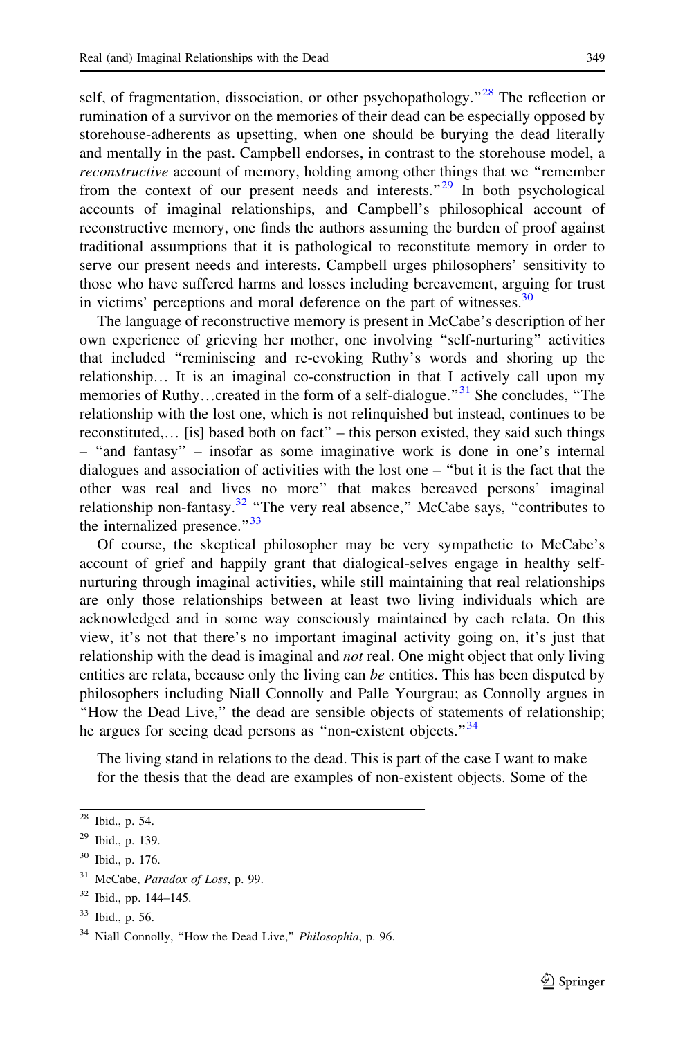self, of fragmentation, dissociation, or other psychopathology."[28] The reflection or rumination of a survivor on the memories of their dead can be especially opposed by storehouse-adherents as upsetting, when one should be burying the dead literally and mentally in the past. Campbell endorses, in contrast to the storehouse model, a *reconstructive* account of memory, holding among other things that we "remember from the context of our present needs and interests."[29] In both psychological accounts of imaginal relationships, and Campbell's philosophical account of reconstructive memory, one finds the authors assuming the burden of proof against traditional assumptions that it is pathological to reconstitute memory in order to serve our present needs and interests. Campbell urges philosophers' sensitivity to those who have suffered harms and losses including bereavement, arguing for trust in victims' perceptions and moral deference on the part of witnesses.[30]

The language of reconstructive memory is present in McCabe's description of her own experience of grieving her mother, one involving "self-nurturing" activities that included "reminiscing and re-evoking Ruthy's words and shoring up the relationship… It is an imaginal co-construction in that I actively call upon my memories of Ruthy…created in the form of a self-dialogue."[31] She concludes, "The relationship with the lost one, which is not relinquished but instead, continues to be reconstituted,… [is] based both on fact" – this person existed, they said such things – "and fantasy" – insofar as some imaginative work is done in one's internal dialogues and association of activities with the lost one – "but it is the fact that the other was real and lives no more" that makes bereaved persons' imaginal relationship non-fantasy.[32] "The very real absence," McCabe says, "contributes to the internalized presence."[33]

Of course, the skeptical philosopher may be very sympathetic to McCabe's account of grief and happily grant that dialogical-selves engage in healthy self-nurturing through imaginal activities, while still maintaining that real relationships are only those relationships between at least two living individuals which are acknowledged and in some way consciously maintained by each relata. On this view, it's not that there's no important imaginal activity going on, it's just that relationship with the dead is imaginal and *not* real. One might object that only living entities are relata, because only the living can *be* entities. This has been disputed by philosophers including Niall Connolly and Palle Yourgrau; as Connolly argues in "How the Dead Live," the dead are sensible objects of statements of relationship; he argues for seeing dead persons as "non-existent objects."[34]

> The living stand in relations to the dead. This is part of the case I want to make for the thesis that the dead are examples of non-existent objects. Some of the

[28] Ibid., p. 54.

[29] Ibid., p. 139.

[30] Ibid., p. 176.

[31] McCabe, *Paradox of Loss*, p. 99.

[32] Ibid., pp. 144–145.

[33] Ibid., p. 56.

[34] Niall Connolly, "How the Dead Live," *Philosophia*, p. 96.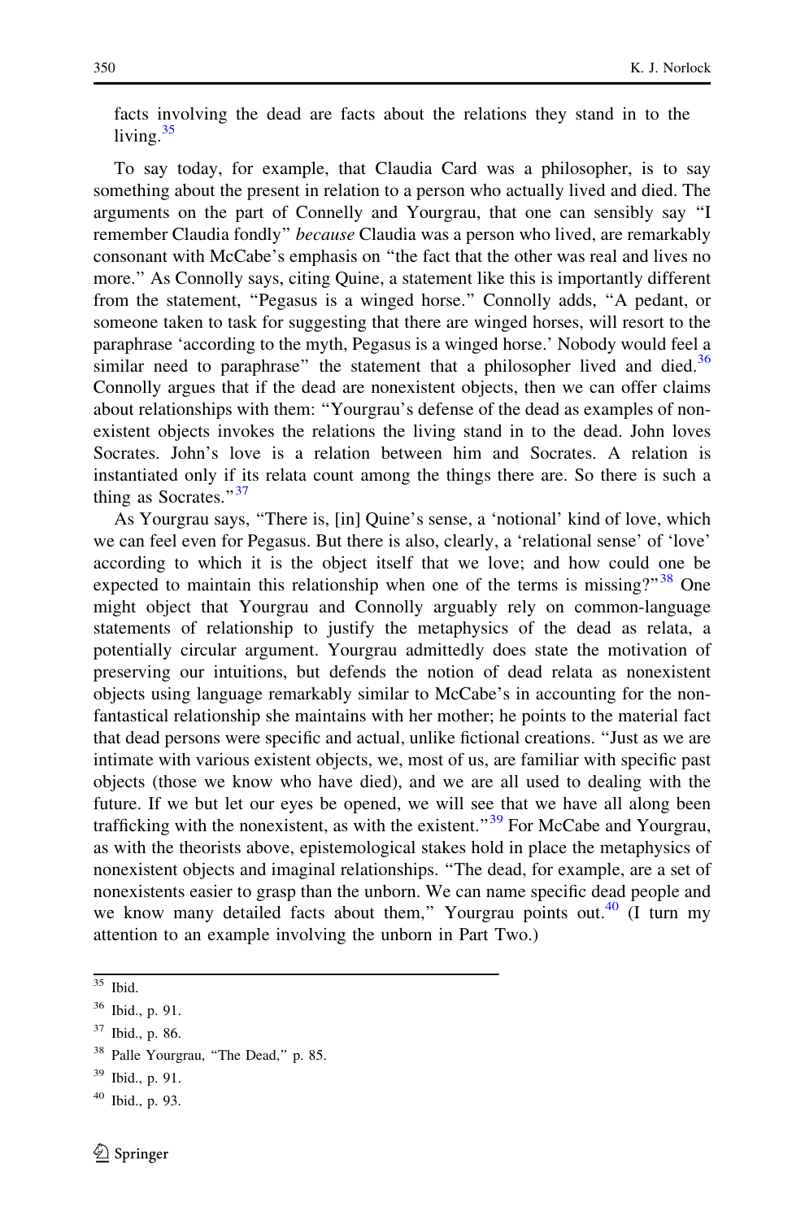facts involving the dead are facts about the relations they stand in to the living.[35]

To say today, for example, that Claudia Card was a philosopher, is to say something about the present in relation to a person who actually lived and died. The arguments on the part of Connelly and Yourgrau, that one can sensibly say "I remember Claudia fondly" *because* Claudia was a person who lived, are remarkably consonant with McCabe's emphasis on "the fact that the other was real and lives no more." As Connolly says, citing Quine, a statement like this is importantly different from the statement, "Pegasus is a winged horse." Connolly adds, "A pedant, or someone taken to task for suggesting that there are winged horses, will resort to the paraphrase 'according to the myth, Pegasus is a winged horse.' Nobody would feel a similar need to paraphrase" the statement that a philosopher lived and died.[36] Connolly argues that if the dead are nonexistent objects, then we can offer claims about relationships with them: "Yourgrau's defense of the dead as examples of non-existent objects invokes the relations the living stand in to the dead. John loves Socrates. John's love is a relation between him and Socrates. A relation is instantiated only if its relata count among the things there are. So there is such a thing as Socrates."[37]

As Yourgrau says, "There is, [in] Quine's sense, a 'notional' kind of love, which we can feel even for Pegasus. But there is also, clearly, a 'relational sense' of 'love' according to which it is the object itself that we love; and how could one be expected to maintain this relationship when one of the terms is missing?"[38] One might object that Yourgrau and Connolly arguably rely on common-language statements of relationship to justify the metaphysics of the dead as relata, a potentially circular argument. Yourgrau admittedly does state the motivation of preserving our intuitions, but defends the notion of dead relata as nonexistent objects using language remarkably similar to McCabe's in accounting for the non-fantastical relationship she maintains with her mother; he points to the material fact that dead persons were specific and actual, unlike fictional creations. "Just as we are intimate with various existent objects, we, most of us, are familiar with specific past objects (those we know who have died), and we are all used to dealing with the future. If we but let our eyes be opened, we will see that we have all along been trafficking with the nonexistent, as with the existent."[39] For McCabe and Yourgrau, as with the theorists above, epistemological stakes hold in place the metaphysics of nonexistent objects and imaginal relationships. "The dead, for example, are a set of nonexistents easier to grasp than the unborn. We can name specific dead people and we know many detailed facts about them," Yourgrau points out.[40] (I turn my attention to an example involving the unborn in Part Two.)

---

[35] Ibid.

[36] Ibid., p. 91.

[37] Ibid., p. 86.

[38] Palle Yourgrau, "The Dead," p. 85.

[39] Ibid., p. 91.

[40] Ibid., p. 93.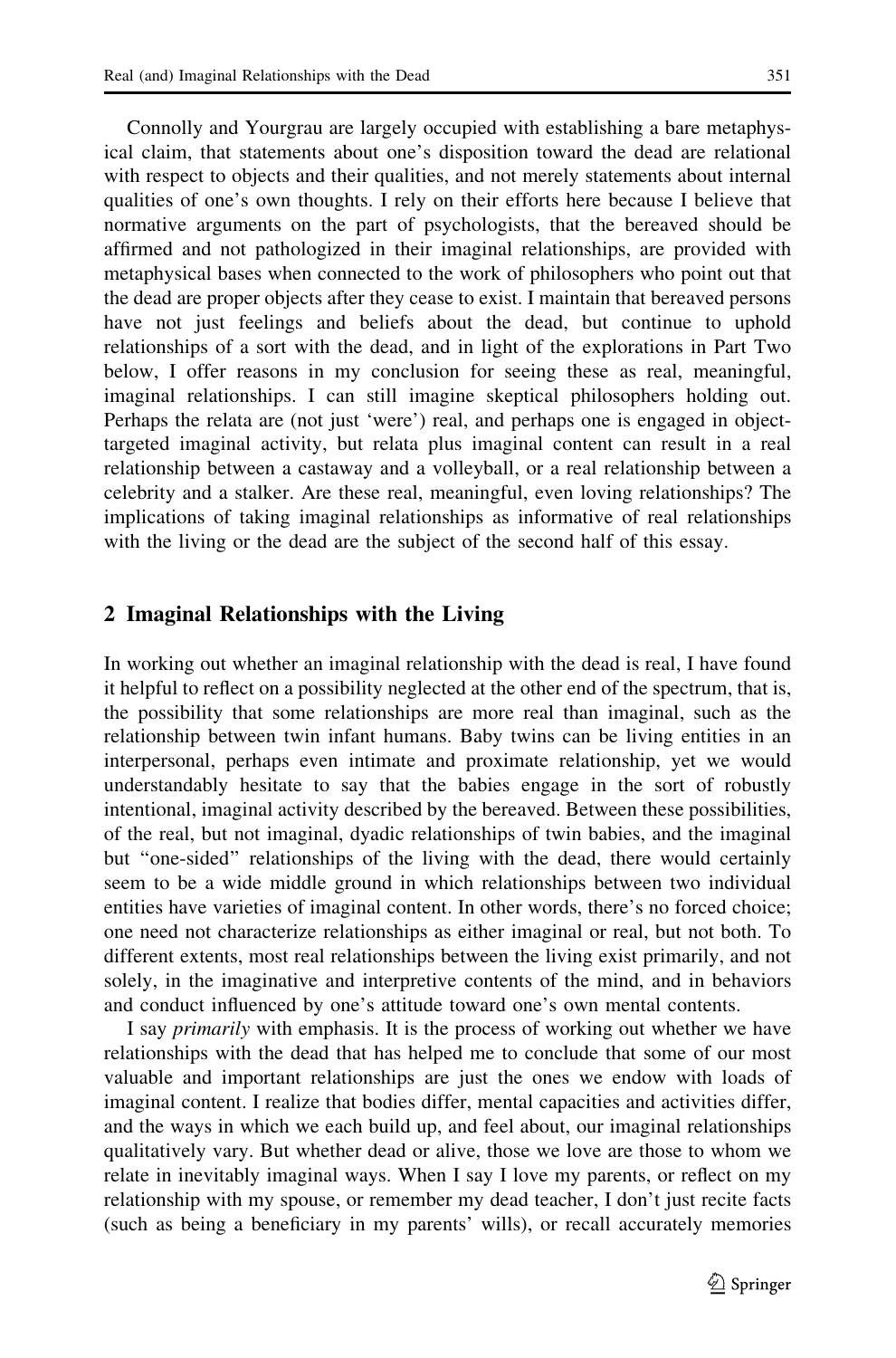Connolly and Yourgrau are largely occupied with establishing a bare metaphysical claim, that statements about one's disposition toward the dead are relational with respect to objects and their qualities, and not merely statements about internal qualities of one's own thoughts. I rely on their efforts here because I believe that normative arguments on the part of psychologists, that the bereaved should be affirmed and not pathologized in their imaginal relationships, are provided with metaphysical bases when connected to the work of philosophers who point out that the dead are proper objects after they cease to exist. I maintain that bereaved persons have not just feelings and beliefs about the dead, but continue to uphold relationships of a sort with the dead, and in light of the explorations in Part Two below, I offer reasons in my conclusion for seeing these as real, meaningful, imaginal relationships. I can still imagine skeptical philosophers holding out. Perhaps the relata are (not just 'were') real, and perhaps one is engaged in object-targeted imaginal activity, but relata plus imaginal content can result in a real relationship between a castaway and a volleyball, or a real relationship between a celebrity and a stalker. Are these real, meaningful, even loving relationships? The implications of taking imaginal relationships as informative of real relationships with the living or the dead are the subject of the second half of this essay.

## 2 Imaginal Relationships with the Living

In working out whether an imaginal relationship with the dead is real, I have found it helpful to reflect on a possibility neglected at the other end of the spectrum, that is, the possibility that some relationships are more real than imaginal, such as the relationship between twin infant humans. Baby twins can be living entities in an interpersonal, perhaps even intimate and proximate relationship, yet we would understandably hesitate to say that the babies engage in the sort of robustly intentional, imaginal activity described by the bereaved. Between these possibilities, of the real, but not imaginal, dyadic relationships of twin babies, and the imaginal but "one-sided" relationships of the living with the dead, there would certainly seem to be a wide middle ground in which relationships between two individual entities have varieties of imaginal content. In other words, there's no forced choice; one need not characterize relationships as either imaginal or real, but not both. To different extents, most real relationships between the living exist primarily, and not solely, in the imaginative and interpretive contents of the mind, and in behaviors and conduct influenced by one's attitude toward one's own mental contents.

I say *primarily* with emphasis. It is the process of working out whether we have relationships with the dead that has helped me to conclude that some of our most valuable and important relationships are just the ones we endow with loads of imaginal content. I realize that bodies differ, mental capacities and activities differ, and the ways in which we each build up, and feel about, our imaginal relationships qualitatively vary. But whether dead or alive, those we love are those to whom we relate in inevitably imaginal ways. When I say I love my parents, or reflect on my relationship with my spouse, or remember my dead teacher, I don't just recite facts (such as being a beneficiary in my parents' wills), or recall accurately memories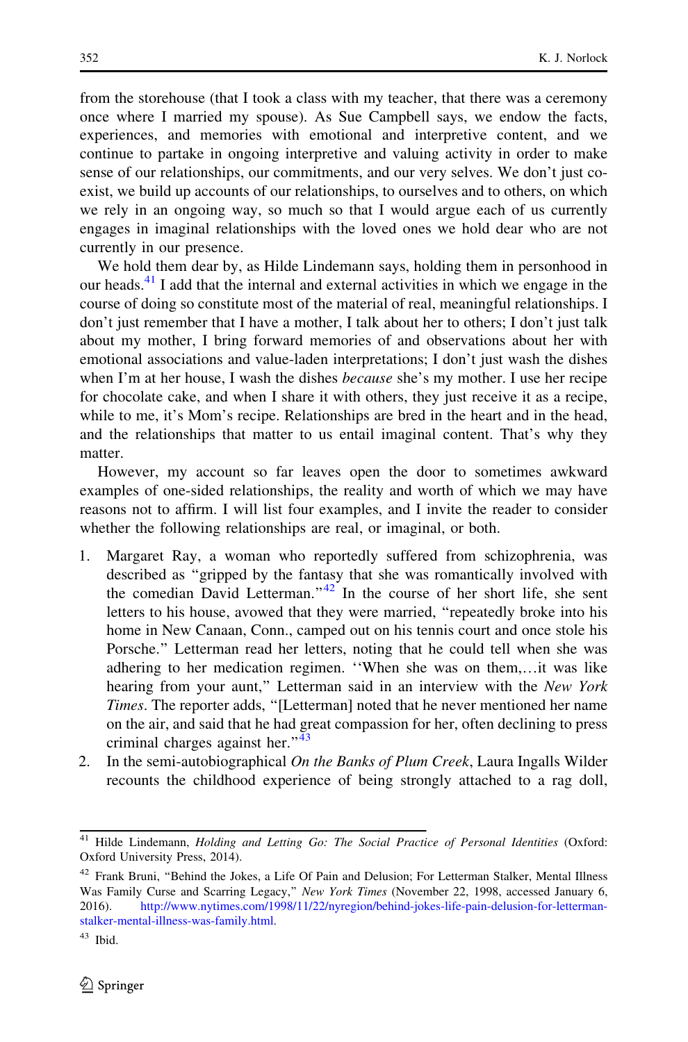from the storehouse (that I took a class with my teacher, that there was a ceremony once where I married my spouse). As Sue Campbell says, we endow the facts, experiences, and memories with emotional and interpretive content, and we continue to partake in ongoing interpretive and valuing activity in order to make sense of our relationships, our commitments, and our very selves. We don't just co-exist, we build up accounts of our relationships, to ourselves and to others, on which we rely in an ongoing way, so much so that I would argue each of us currently engages in imaginal relationships with the loved ones we hold dear who are not currently in our presence.

We hold them dear by, as Hilde Lindemann says, holding them in personhood in our heads.[41] I add that the internal and external activities in which we engage in the course of doing so constitute most of the material of real, meaningful relationships. I don't just remember that I have a mother, I talk about her to others; I don't just talk about my mother, I bring forward memories of and observations about her with emotional associations and value-laden interpretations; I don't just wash the dishes when I'm at her house, I wash the dishes *because* she's my mother. I use her recipe for chocolate cake, and when I share it with others, they just receive it as a recipe, while to me, it's Mom's recipe. Relationships are bred in the heart and in the head, and the relationships that matter to us entail imaginal content. That's why they matter.

However, my account so far leaves open the door to sometimes awkward examples of one-sided relationships, the reality and worth of which we may have reasons not to affirm. I will list four examples, and I invite the reader to consider whether the following relationships are real, or imaginal, or both.

1. Margaret Ray, a woman who reportedly suffered from schizophrenia, was described as "gripped by the fantasy that she was romantically involved with the comedian David Letterman."[42] In the course of her short life, she sent letters to his house, avowed that they were married, "repeatedly broke into his home in New Canaan, Conn., camped out on his tennis court and once stole his Porsche." Letterman read her letters, noting that he could tell when she was adhering to her medication regimen. "When she was on them,…it was like hearing from your aunt," Letterman said in an interview with the *New York Times*. The reporter adds, "[Letterman] noted that he never mentioned her name on the air, and said that he had great compassion for her, often declining to press criminal charges against her."[43]
2. In the semi-autobiographical *On the Banks of Plum Creek*, Laura Ingalls Wilder recounts the childhood experience of being strongly attached to a rag doll,

---

[41] Hilde Lindemann, *Holding and Letting Go: The Social Practice of Personal Identities* (Oxford: Oxford University Press, 2014).

[42] Frank Bruni, "Behind the Jokes, a Life Of Pain and Delusion; For Letterman Stalker, Mental Illness Was Family Curse and Scarring Legacy," *New York Times* (November 22, 1998, accessed January 6, 2016). http://www.nytimes.com/1998/11/22/nyregion/behind-jokes-life-pain-delusion-for-letterman-stalker-mental-illness-was-family.html.

[43] Ibid.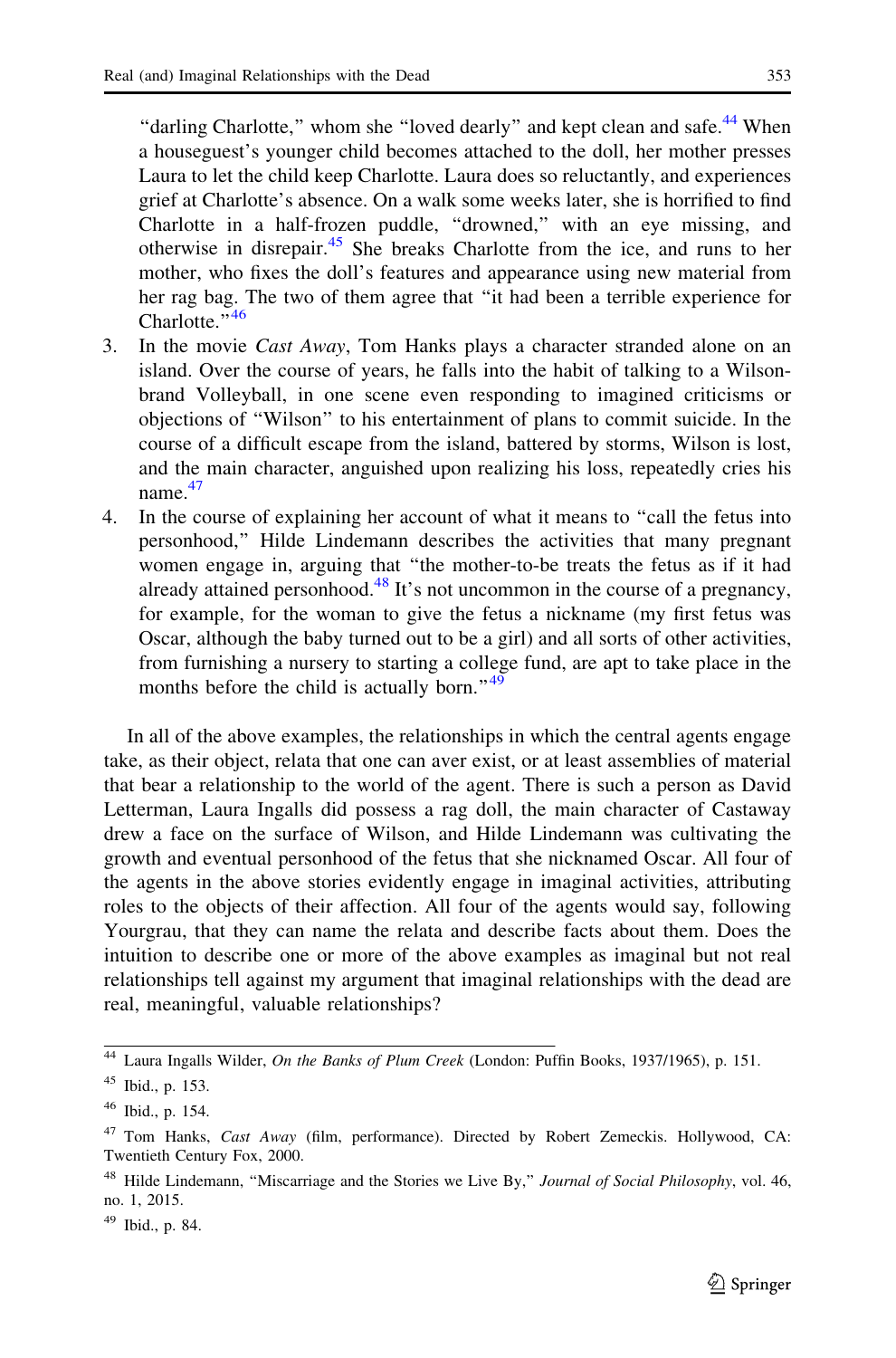"darling Charlotte," whom she "loved dearly" and kept clean and safe.[44] When a houseguest's younger child becomes attached to the doll, her mother presses Laura to let the child keep Charlotte. Laura does so reluctantly, and experiences grief at Charlotte's absence. On a walk some weeks later, she is horrified to find Charlotte in a half-frozen puddle, "drowned," with an eye missing, and otherwise in disrepair.[45] She breaks Charlotte from the ice, and runs to her mother, who fixes the doll's features and appearance using new material from her rag bag. The two of them agree that "it had been a terrible experience for Charlotte."[46]

3. In the movie *Cast Away*, Tom Hanks plays a character stranded alone on an island. Over the course of years, he falls into the habit of talking to a Wilson-brand Volleyball, in one scene even responding to imagined criticisms or objections of "Wilson" to his entertainment of plans to commit suicide. In the course of a difficult escape from the island, battered by storms, Wilson is lost, and the main character, anguished upon realizing his loss, repeatedly cries his name.[47]
4. In the course of explaining her account of what it means to "call the fetus into personhood," Hilde Lindemann describes the activities that many pregnant women engage in, arguing that "the mother-to-be treats the fetus as if it had already attained personhood.[48] It's not uncommon in the course of a pregnancy, for example, for the woman to give the fetus a nickname (my first fetus was Oscar, although the baby turned out to be a girl) and all sorts of other activities, from furnishing a nursery to starting a college fund, are apt to take place in the months before the child is actually born."[49]

In all of the above examples, the relationships in which the central agents engage take, as their object, relata that one can aver exist, or at least assemblies of material that bear a relationship to the world of the agent. There is such a person as David Letterman, Laura Ingalls did possess a rag doll, the main character of Castaway drew a face on the surface of Wilson, and Hilde Lindemann was cultivating the growth and eventual personhood of the fetus that she nicknamed Oscar. All four of the agents in the above stories evidently engage in imaginal activities, attributing roles to the objects of their affection. All four of the agents would say, following Yourgrau, that they can name the relata and describe facts about them. Does the intuition to describe one or more of the above examples as imaginal but not real relationships tell against my argument that imaginal relationships with the dead are real, meaningful, valuable relationships?

---

[44] Laura Ingalls Wilder, *On the Banks of Plum Creek* (London: Puffin Books, 1937/1965), p. 151.

[45] Ibid., p. 153.

[46] Ibid., p. 154.

[47] Tom Hanks, *Cast Away* (film, performance). Directed by Robert Zemeckis. Hollywood, CA: Twentieth Century Fox, 2000.

[48] Hilde Lindemann, "Miscarriage and the Stories we Live By," *Journal of Social Philosophy*, vol. 46, no. 1, 2015.

[49] Ibid., p. 84.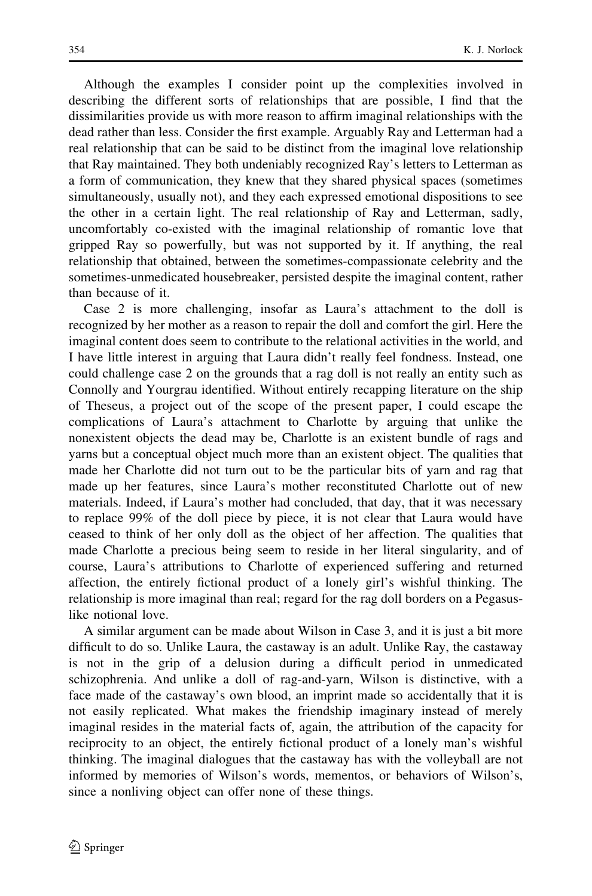Although the examples I consider point up the complexities involved in describing the different sorts of relationships that are possible, I find that the dissimilarities provide us with more reason to affirm imaginal relationships with the dead rather than less. Consider the first example. Arguably Ray and Letterman had a real relationship that can be said to be distinct from the imaginal love relationship that Ray maintained. They both undeniably recognized Ray's letters to Letterman as a form of communication, they knew that they shared physical spaces (sometimes simultaneously, usually not), and they each expressed emotional dispositions to see the other in a certain light. The real relationship of Ray and Letterman, sadly, uncomfortably co-existed with the imaginal relationship of romantic love that gripped Ray so powerfully, but was not supported by it. If anything, the real relationship that obtained, between the sometimes-compassionate celebrity and the sometimes-unmedicated housebreaker, persisted despite the imaginal content, rather than because of it.

Case 2 is more challenging, insofar as Laura's attachment to the doll is recognized by her mother as a reason to repair the doll and comfort the girl. Here the imaginal content does seem to contribute to the relational activities in the world, and I have little interest in arguing that Laura didn't really feel fondness. Instead, one could challenge case 2 on the grounds that a rag doll is not really an entity such as Connolly and Yourgrau identified. Without entirely recapping literature on the ship of Theseus, a project out of the scope of the present paper, I could escape the complications of Laura's attachment to Charlotte by arguing that unlike the nonexistent objects the dead may be, Charlotte is an existent bundle of rags and yarns but a conceptual object much more than an existent object. The qualities that made her Charlotte did not turn out to be the particular bits of yarn and rag that made up her features, since Laura's mother reconstituted Charlotte out of new materials. Indeed, if Laura's mother had concluded, that day, that it was necessary to replace 99% of the doll piece by piece, it is not clear that Laura would have ceased to think of her only doll as the object of her affection. The qualities that made Charlotte a precious being seem to reside in her literal singularity, and of course, Laura's attributions to Charlotte of experienced suffering and returned affection, the entirely fictional product of a lonely girl's wishful thinking. The relationship is more imaginal than real; regard for the rag doll borders on a Pegasus-like notional love.

A similar argument can be made about Wilson in Case 3, and it is just a bit more difficult to do so. Unlike Laura, the castaway is an adult. Unlike Ray, the castaway is not in the grip of a delusion during a difficult period in unmedicated schizophrenia. And unlike a doll of rag-and-yarn, Wilson is distinctive, with a face made of the castaway's own blood, an imprint made so accidentally that it is not easily replicated. What makes the friendship imaginary instead of merely imaginal resides in the material facts of, again, the attribution of the capacity for reciprocity to an object, the entirely fictional product of a lonely man's wishful thinking. The imaginal dialogues that the castaway has with the volleyball are not informed by memories of Wilson's words, mementos, or behaviors of Wilson's, since a nonliving object can offer none of these things.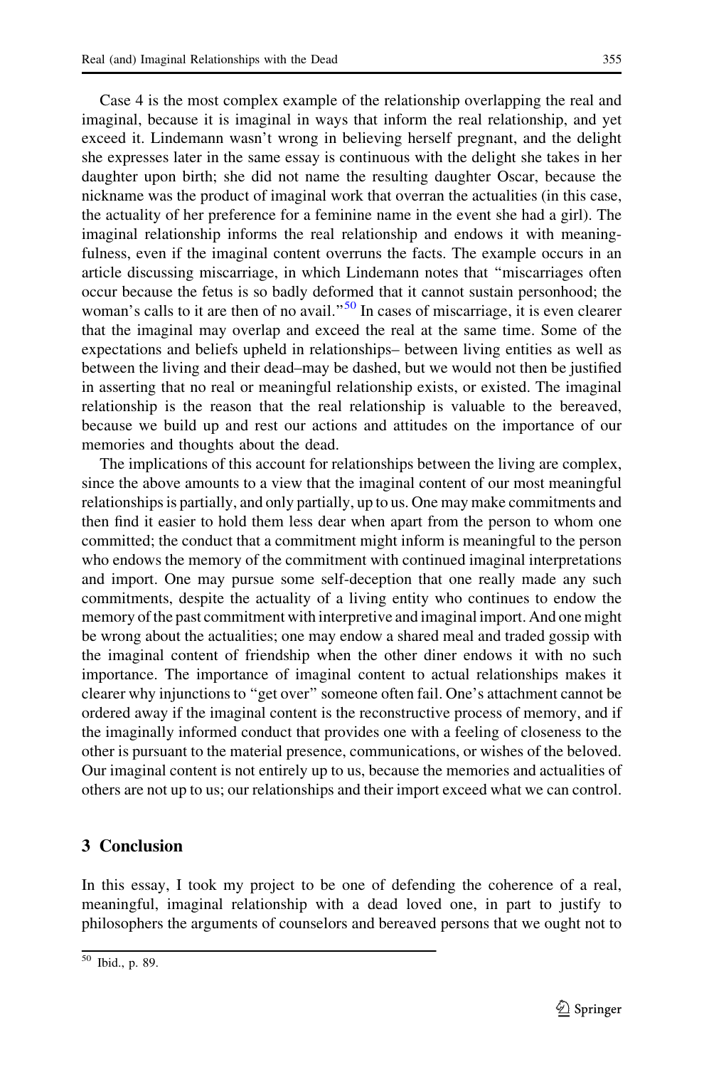Case 4 is the most complex example of the relationship overlapping the real and imaginal, because it is imaginal in ways that inform the real relationship, and yet exceed it. Lindemann wasn't wrong in believing herself pregnant, and the delight she expresses later in the same essay is continuous with the delight she takes in her daughter upon birth; she did not name the resulting daughter Oscar, because the nickname was the product of imaginal work that overran the actualities (in this case, the actuality of her preference for a feminine name in the event she had a girl). The imaginal relationship informs the real relationship and endows it with meaningfulness, even if the imaginal content overruns the facts. The example occurs in an article discussing miscarriage, in which Lindemann notes that "miscarriages often occur because the fetus is so badly deformed that it cannot sustain personhood; the woman's calls to it are then of no avail."[50] In cases of miscarriage, it is even clearer that the imaginal may overlap and exceed the real at the same time. Some of the expectations and beliefs upheld in relationships– between living entities as well as between the living and their dead–may be dashed, but we would not then be justified in asserting that no real or meaningful relationship exists, or existed. The imaginal relationship is the reason that the real relationship is valuable to the bereaved, because we build up and rest our actions and attitudes on the importance of our memories and thoughts about the dead.

The implications of this account for relationships between the living are complex, since the above amounts to a view that the imaginal content of our most meaningful relationships is partially, and only partially, up to us. One may make commitments and then find it easier to hold them less dear when apart from the person to whom one committed; the conduct that a commitment might inform is meaningful to the person who endows the memory of the commitment with continued imaginal interpretations and import. One may pursue some self-deception that one really made any such commitments, despite the actuality of a living entity who continues to endow the memory of the past commitment with interpretive and imaginal import. And one might be wrong about the actualities; one may endow a shared meal and traded gossip with the imaginal content of friendship when the other diner endows it with no such importance. The importance of imaginal content to actual relationships makes it clearer why injunctions to "get over" someone often fail. One's attachment cannot be ordered away if the imaginal content is the reconstructive process of memory, and if the imaginally informed conduct that provides one with a feeling of closeness to the other is pursuant to the material presence, communications, or wishes of the beloved. Our imaginal content is not entirely up to us, because the memories and actualities of others are not up to us; our relationships and their import exceed what we can control.

## 3 Conclusion

In this essay, I took my project to be one of defending the coherence of a real, meaningful, imaginal relationship with a dead loved one, in part to justify to philosophers the arguments of counselors and bereaved persons that we ought not to

---

[50] Ibid., p. 89.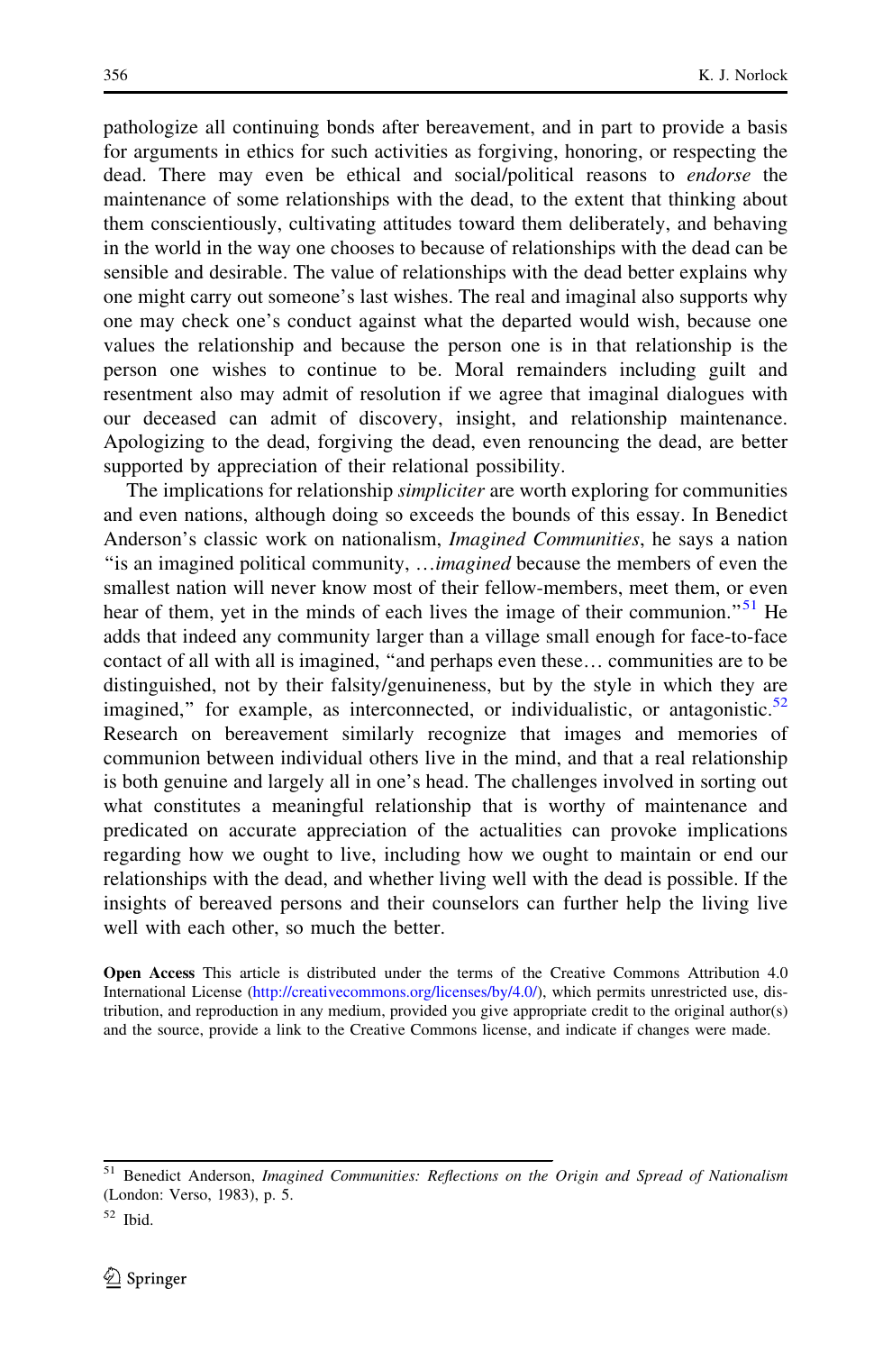pathologize all continuing bonds after bereavement, and in part to provide a basis for arguments in ethics for such activities as forgiving, honoring, or respecting the dead. There may even be ethical and social/political reasons to *endorse* the maintenance of some relationships with the dead, to the extent that thinking about them conscientiously, cultivating attitudes toward them deliberately, and behaving in the world in the way one chooses to because of relationships with the dead can be sensible and desirable. The value of relationships with the dead better explains why one might carry out someone's last wishes. The real and imaginal also supports why one may check one's conduct against what the departed would wish, because one values the relationship and because the person one is in that relationship is the person one wishes to continue to be. Moral remainders including guilt and resentment also may admit of resolution if we agree that imaginal dialogues with our deceased can admit of discovery, insight, and relationship maintenance. Apologizing to the dead, forgiving the dead, even renouncing the dead, are better supported by appreciation of their relational possibility.

The implications for relationship *simpliciter* are worth exploring for communities and even nations, although doing so exceeds the bounds of this essay. In Benedict Anderson's classic work on nationalism, *Imagined Communities*, he says a nation "is an imagined political community, …*imagined* because the members of even the smallest nation will never know most of their fellow-members, meet them, or even hear of them, yet in the minds of each lives the image of their communion."[51] He adds that indeed any community larger than a village small enough for face-to-face contact of all with all is imagined, "and perhaps even these… communities are to be distinguished, not by their falsity/genuineness, but by the style in which they are imagined," for example, as interconnected, or individualistic, or antagonistic.[52] Research on bereavement similarly recognize that images and memories of communion between individual others live in the mind, and that a real relationship is both genuine and largely all in one's head. The challenges involved in sorting out what constitutes a meaningful relationship that is worthy of maintenance and predicated on accurate appreciation of the actualities can provoke implications regarding how we ought to live, including how we ought to maintain or end our relationships with the dead, and whether living well with the dead is possible. If the insights of bereaved persons and their counselors can further help the living live well with each other, so much the better.

**Open Access** This article is distributed under the terms of the Creative Commons Attribution 4.0 International License (http://creativecommons.org/licenses/by/4.0/), which permits unrestricted use, distribution, and reproduction in any medium, provided you give appropriate credit to the original author(s) and the source, provide a link to the Creative Commons license, and indicate if changes were made.

[51] Benedict Anderson, *Imagined Communities: Reflections on the Origin and Spread of Nationalism* (London: Verso, 1983), p. 5.

[52] Ibid.